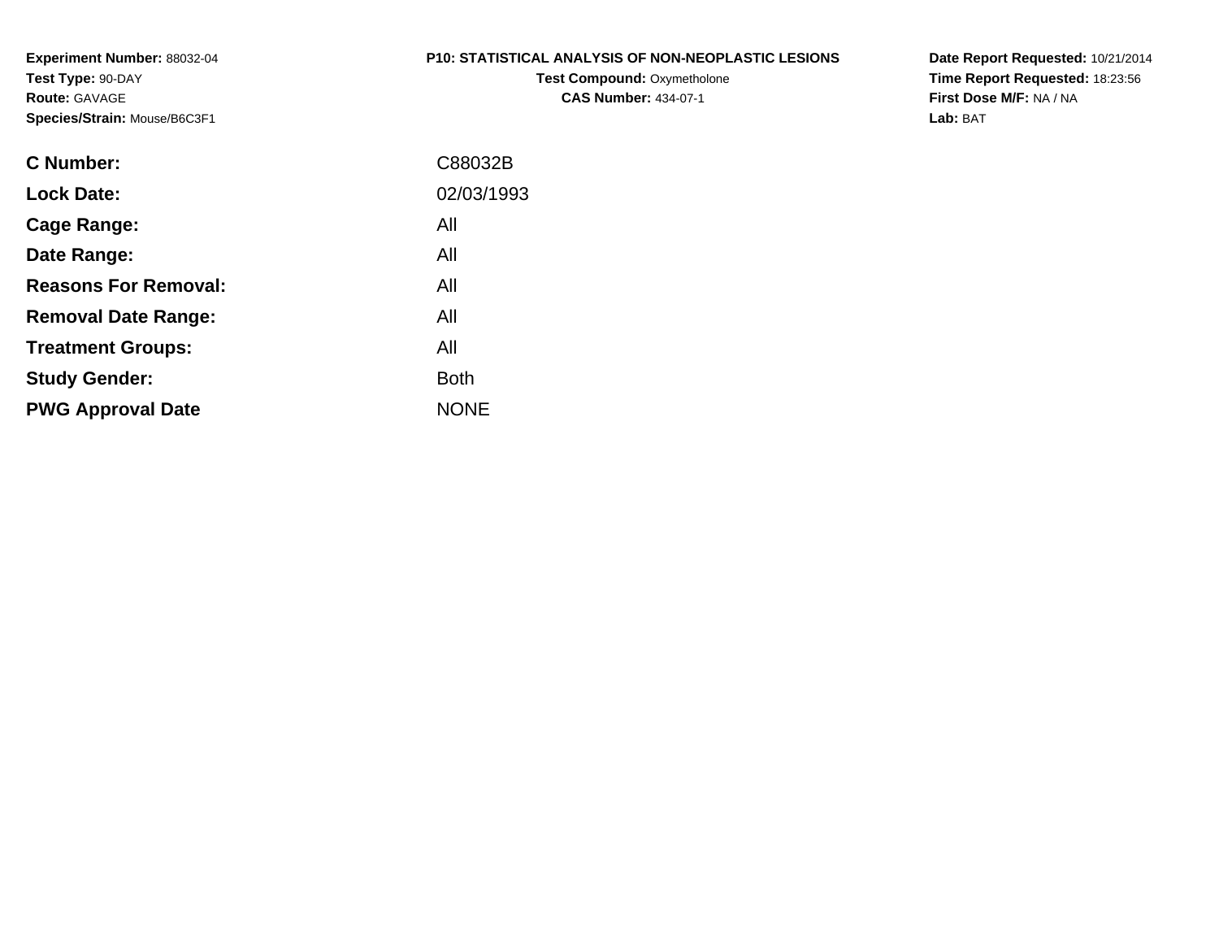**Experiment Number:** 88032-04
**Test Type:** 90-DAY
**Route:** GAVAGE
**Species/Strain:** Mouse/B6C3F1

**P10: STATISTICAL ANALYSIS OF NON-NEOPLASTIC LESIONS**
**Test Compound:** Oxymetholone
**CAS Number:** 434-07-1

**Date Report Requested:** 10/21/2014
**Time Report Requested:** 18:23:56
**First Dose M/F:** NA / NA
**Lab:** BAT

| | |
|---|---|
| **C Number:** | C88032B |
| **Lock Date:** | 02/03/1993 |
| **Cage Range:** | All |
| **Date Range:** | All |
| **Reasons For Removal:** | All |
| **Removal Date Range:** | All |
| **Treatment Groups:** | All |
| **Study Gender:** | Both |
| **PWG Approval Date** | NONE |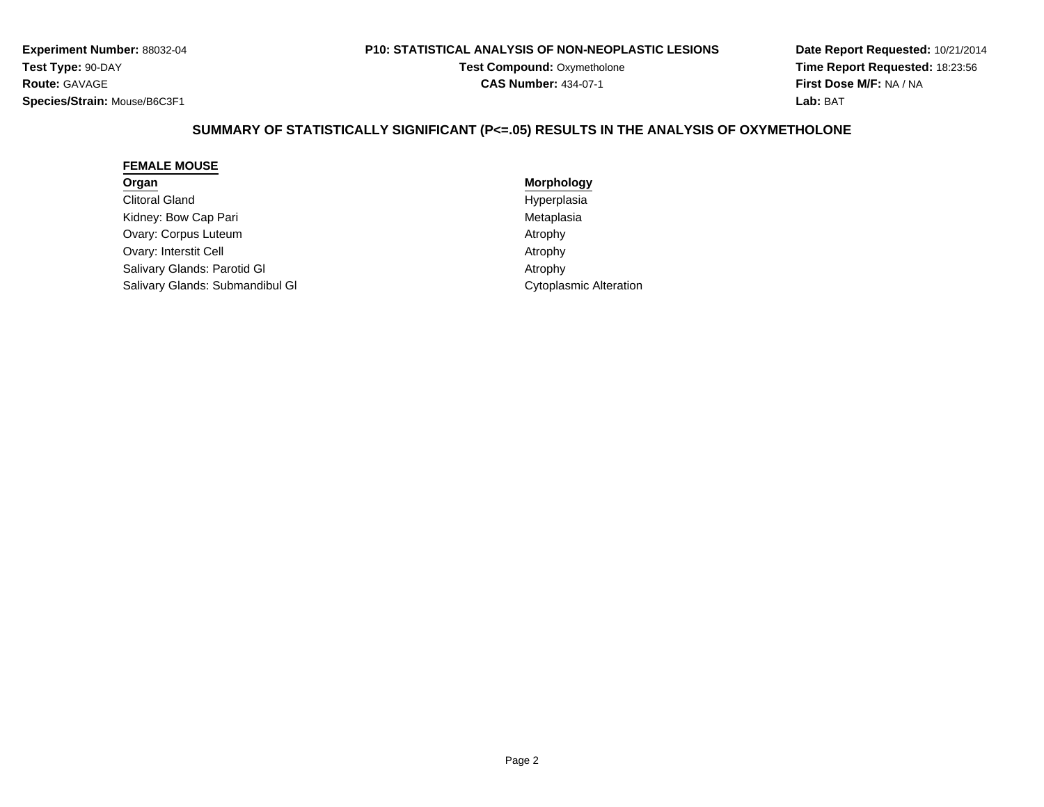**Experiment Number:** 88032-04
**Test Type:** 90-DAY
**Route:** GAVAGE
**Species/Strain:** Mouse/B6C3F1

**P10: STATISTICAL ANALYSIS OF NON-NEOPLASTIC LESIONS**
**Test Compound:** Oxymetholone
**CAS Number:** 434-07-1

**Date Report Requested:** 10/21/2014
**Time Report Requested:** 18:23:56
**First Dose M/F:** NA / NA
**Lab:** BAT

## SUMMARY OF STATISTICALLY SIGNIFICANT (P<=.05) RESULTS IN THE ANALYSIS OF OXYMETHOLONE

**FEMALE MOUSE**

| Organ | Morphology |
|---|---|
| Clitoral Gland | Hyperplasia |
| Kidney: Bow Cap Pari | Metaplasia |
| Ovary: Corpus Luteum | Atrophy |
| Ovary: Interstit Cell | Atrophy |
| Salivary Glands: Parotid Gl | Atrophy |
| Salivary Glands: Submandibul Gl | Cytoplasmic Alteration |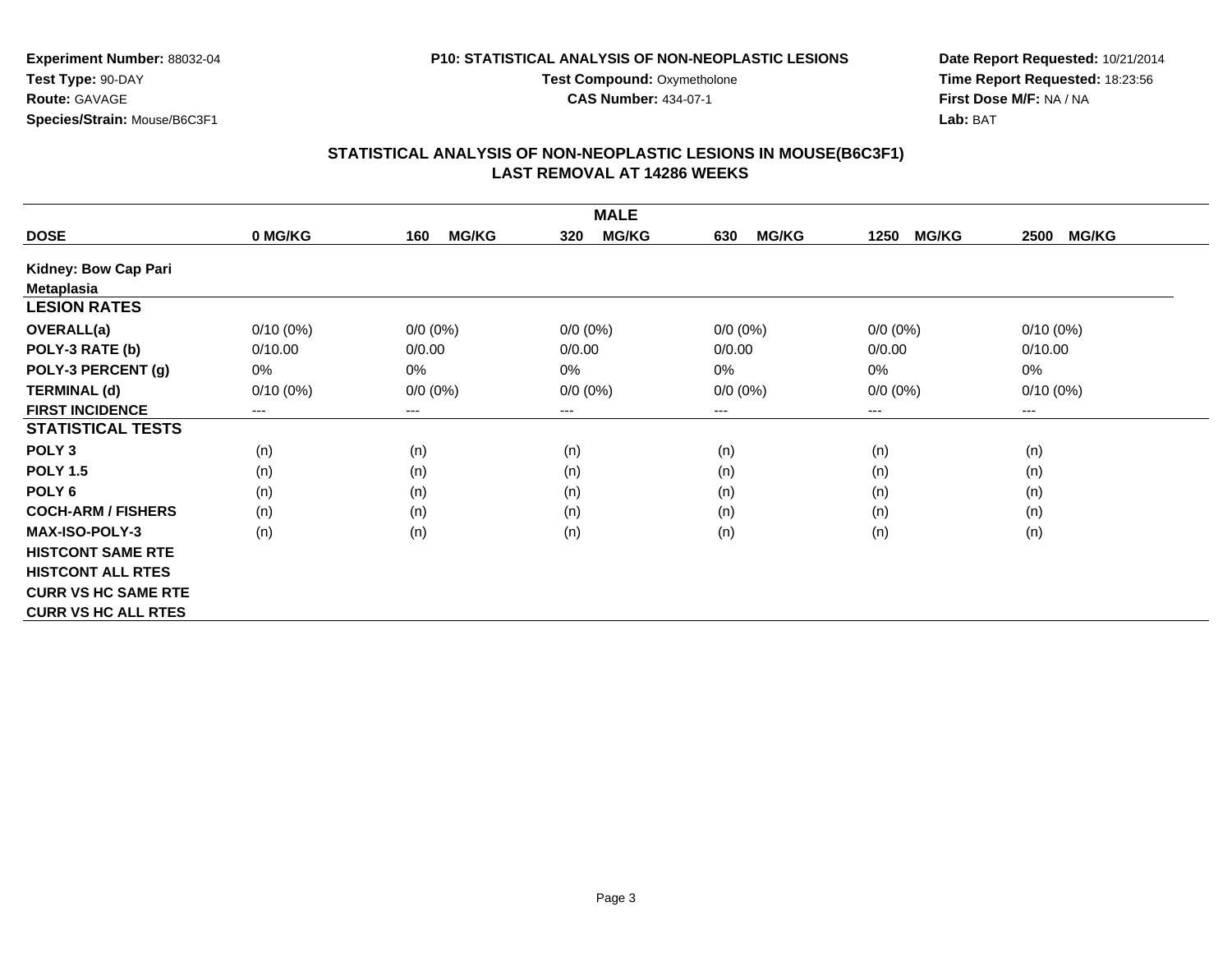**Experiment Number:** 88032-04
**Test Type:** 90-DAY
**Route:** GAVAGE
**Species/Strain:** Mouse/B6C3F1

**P10: STATISTICAL ANALYSIS OF NON-NEOPLASTIC LESIONS**
**Test Compound:** Oxymetholone
**CAS Number:** 434-07-1

**Date Report Requested:** 10/21/2014
**Time Report Requested:** 18:23:56
**First Dose M/F:** NA / NA
**Lab:** BAT

## STATISTICAL ANALYSIS OF NON-NEOPLASTIC LESIONS IN MOUSE(B6C3F1)
## LAST REMOVAL AT 14286 WEEKS

| | MALE | | | | | |
|---|---|---|---|---|---|---|
| **DOSE** | **0 MG/KG** | **160 MG/KG** | **320 MG/KG** | **630 MG/KG** | **1250 MG/KG** | **2500 MG/KG** |
| **Kidney: Bow Cap Pari Metaplasia** | | | | | | |
| **LESION RATES** | | | | | | |
| **OVERALL(a)** | 0/10 (0%) | 0/0 (0%) | 0/0 (0%) | 0/0 (0%) | 0/0 (0%) | 0/10 (0%) |
| **POLY-3 RATE (b)** | 0/10.00 | 0/0.00 | 0/0.00 | 0/0.00 | 0/0.00 | 0/10.00 |
| **POLY-3 PERCENT (g)** | 0% | 0% | 0% | 0% | 0% | 0% |
| **TERMINAL (d)** | 0/10 (0%) | 0/0 (0%) | 0/0 (0%) | 0/0 (0%) | 0/0 (0%) | 0/10 (0%) |
| **FIRST INCIDENCE** | --- | --- | --- | --- | --- | --- |
| **STATISTICAL TESTS** | | | | | | |
| **POLY 3** | (n) | (n) | (n) | (n) | (n) | (n) |
| **POLY 1.5** | (n) | (n) | (n) | (n) | (n) | (n) |
| **POLY 6** | (n) | (n) | (n) | (n) | (n) | (n) |
| **COCH-ARM / FISHERS** | (n) | (n) | (n) | (n) | (n) | (n) |
| **MAX-ISO-POLY-3** | (n) | (n) | (n) | (n) | (n) | (n) |
| **HISTCONT SAME RTE** | | | | | | |
| **HISTCONT ALL RTES** | | | | | | |
| **CURR VS HC SAME RTE** | | | | | | |
| **CURR VS HC ALL RTES** | | | | | | |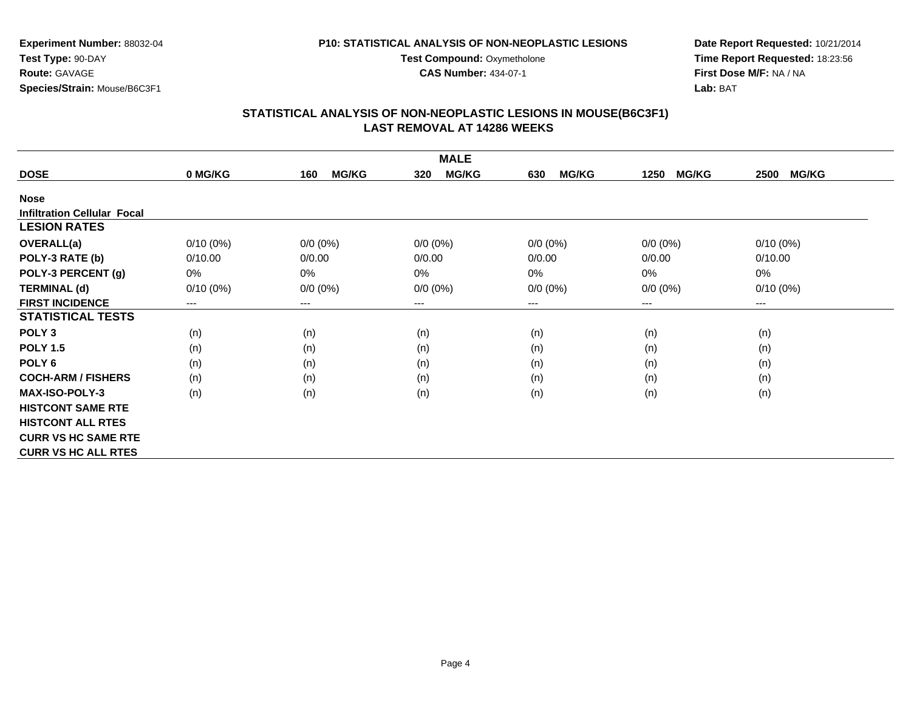**Experiment Number:** 88032-04
**Test Type:** 90-DAY
**Route:** GAVAGE
**Species/Strain:** Mouse/B6C3F1

**P10: STATISTICAL ANALYSIS OF NON-NEOPLASTIC LESIONS**
**Test Compound:** Oxymetholone
**CAS Number:** 434-07-1

**Date Report Requested:** 10/21/2014
**Time Report Requested:** 18:23:56
**First Dose M/F:** NA / NA
**Lab:** BAT

## STATISTICAL ANALYSIS OF NON-NEOPLASTIC LESIONS IN MOUSE(B6C3F1)
## LAST REMOVAL AT 14286 WEEKS

| MALE | | | | | | |
|---|---|---|---|---|---|---|
| **DOSE** | **0 MG/KG** | **160 MG/KG** | **320 MG/KG** | **630 MG/KG** | **1250 MG/KG** | **2500 MG/KG** |
| **Nose** | | | | | | |
| **Infiltration Cellular Focal** | | | | | | |
| **LESION RATES** | | | | | | |
| **OVERALL(a)** | 0/10 (0%) | 0/0 (0%) | 0/0 (0%) | 0/0 (0%) | 0/0 (0%) | 0/10 (0%) |
| **POLY-3 RATE (b)** | 0/10.00 | 0/0.00 | 0/0.00 | 0/0.00 | 0/0.00 | 0/10.00 |
| **POLY-3 PERCENT (g)** | 0% | 0% | 0% | 0% | 0% | 0% |
| **TERMINAL (d)** | 0/10 (0%) | 0/0 (0%) | 0/0 (0%) | 0/0 (0%) | 0/0 (0%) | 0/10 (0%) |
| **FIRST INCIDENCE** | --- | --- | --- | --- | --- | --- |
| **STATISTICAL TESTS** | | | | | | |
| **POLY 3** | (n) | (n) | (n) | (n) | (n) | (n) |
| **POLY 1.5** | (n) | (n) | (n) | (n) | (n) | (n) |
| **POLY 6** | (n) | (n) | (n) | (n) | (n) | (n) |
| **COCH-ARM / FISHERS** | (n) | (n) | (n) | (n) | (n) | (n) |
| **MAX-ISO-POLY-3** | (n) | (n) | (n) | (n) | (n) | (n) |
| **HISTCONT SAME RTE** | | | | | | |
| **HISTCONT ALL RTES** | | | | | | |
| **CURR VS HC SAME RTE** | | | | | | |
| **CURR VS HC ALL RTES** | | | | | | |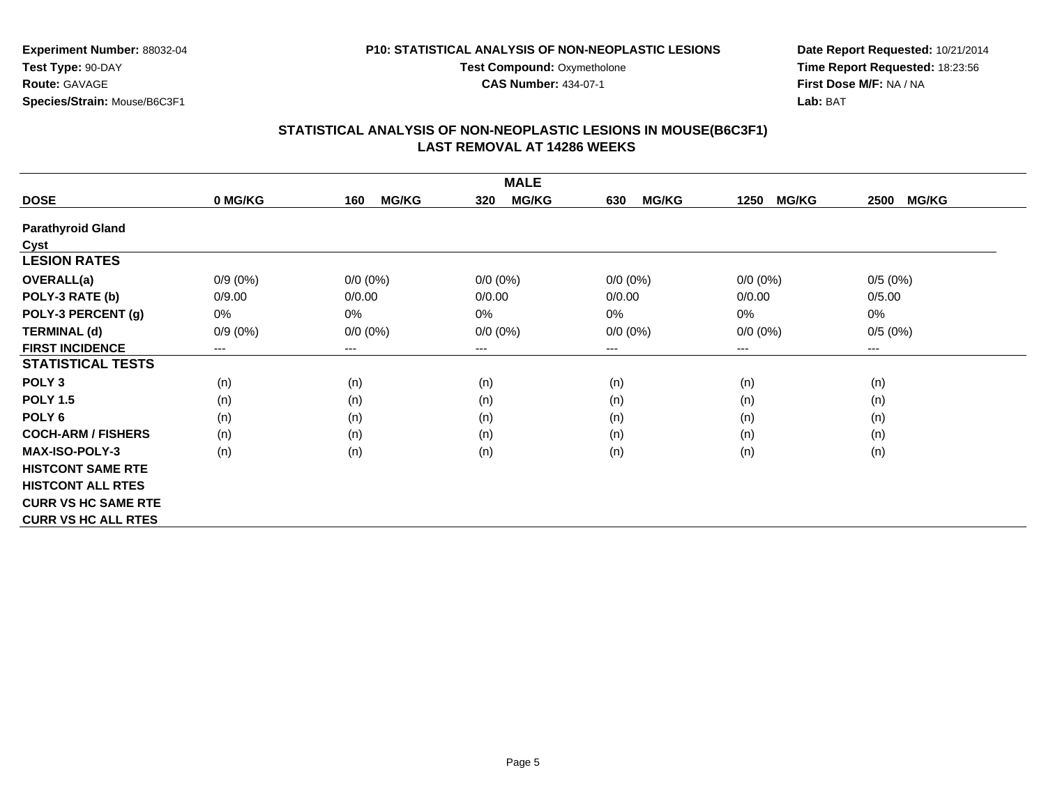**Experiment Number:** 88032-04
**Test Type:** 90-DAY
**Route:** GAVAGE
**Species/Strain:** Mouse/B6C3F1

**P10: STATISTICAL ANALYSIS OF NON-NEOPLASTIC LESIONS**
**Test Compound:** Oxymetholone
**CAS Number:** 434-07-1

**Date Report Requested:** 10/21/2014
**Time Report Requested:** 18:23:56
**First Dose M/F:** NA / NA
**Lab:** BAT

## STATISTICAL ANALYSIS OF NON-NEOPLASTIC LESIONS IN MOUSE(B6C3F1)
## LAST REMOVAL AT 14286 WEEKS

| MALE | | | | | | |
|---|---|---|---|---|---|---|
| **DOSE** | **0 MG/KG** | **160 MG/KG** | **320 MG/KG** | **630 MG/KG** | **1250 MG/KG** | **2500 MG/KG** |
| **Parathyroid Gland** | | | | | | |
| **Cyst** | | | | | | |
| **LESION RATES** | | | | | | |
| **OVERALL(a)** | 0/9 (0%) | 0/0 (0%) | 0/0 (0%) | 0/0 (0%) | 0/0 (0%) | 0/5 (0%) |
| **POLY-3 RATE (b)** | 0/9.00 | 0/0.00 | 0/0.00 | 0/0.00 | 0/0.00 | 0/5.00 |
| **POLY-3 PERCENT (g)** | 0% | 0% | 0% | 0% | 0% | 0% |
| **TERMINAL (d)** | 0/9 (0%) | 0/0 (0%) | 0/0 (0%) | 0/0 (0%) | 0/0 (0%) | 0/5 (0%) |
| **FIRST INCIDENCE** | --- | --- | --- | --- | --- | --- |
| **STATISTICAL TESTS** | | | | | | |
| **POLY 3** | (n) | (n) | (n) | (n) | (n) | (n) |
| **POLY 1.5** | (n) | (n) | (n) | (n) | (n) | (n) |
| **POLY 6** | (n) | (n) | (n) | (n) | (n) | (n) |
| **COCH-ARM / FISHERS** | (n) | (n) | (n) | (n) | (n) | (n) |
| **MAX-ISO-POLY-3** | (n) | (n) | (n) | (n) | (n) | (n) |
| **HISTCONT SAME RTE** | | | | | | |
| **HISTCONT ALL RTES** | | | | | | |
| **CURR VS HC SAME RTE** | | | | | | |
| **CURR VS HC ALL RTES** | | | | | | |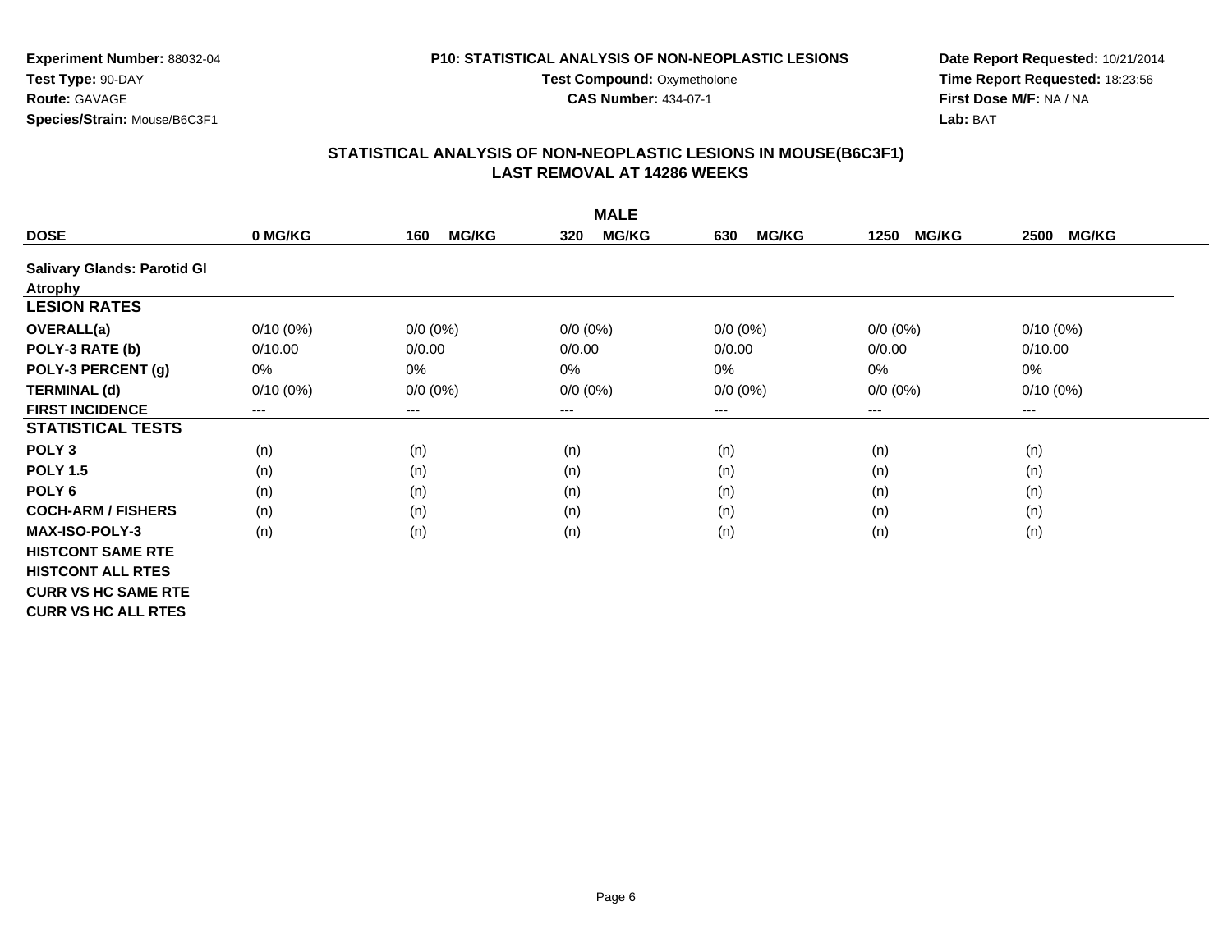**Experiment Number:** 88032-04
**Test Type:** 90-DAY
**Route:** GAVAGE
**Species/Strain:** Mouse/B6C3F1

**P10: STATISTICAL ANALYSIS OF NON-NEOPLASTIC LESIONS**
**Test Compound:** Oxymetholone
**CAS Number:** 434-07-1

**Date Report Requested:** 10/21/2014
**Time Report Requested:** 18:23:56
**First Dose M/F:** NA / NA
**Lab:** BAT

## STATISTICAL ANALYSIS OF NON-NEOPLASTIC LESIONS IN MOUSE(B6C3F1) LAST REMOVAL AT 14286 WEEKS

| MALE | | | | | | |
|---|---|---|---|---|---|---|
| **DOSE** | **0 MG/KG** | **160 MG/KG** | **320 MG/KG** | **630 MG/KG** | **1250 MG/KG** | **2500 MG/KG** |
| **Salivary Glands: Parotid Gl** | | | | | | |
| **Atrophy** | | | | | | |
| **LESION RATES** | | | | | | |
| **OVERALL(a)** | 0/10 (0%) | 0/0 (0%) | 0/0 (0%) | 0/0 (0%) | 0/0 (0%) | 0/10 (0%) |
| **POLY-3 RATE (b)** | 0/10.00 | 0/0.00 | 0/0.00 | 0/0.00 | 0/0.00 | 0/10.00 |
| **POLY-3 PERCENT (g)** | 0% | 0% | 0% | 0% | 0% | 0% |
| **TERMINAL (d)** | 0/10 (0%) | 0/0 (0%) | 0/0 (0%) | 0/0 (0%) | 0/0 (0%) | 0/10 (0%) |
| **FIRST INCIDENCE** | --- | --- | --- | --- | --- | --- |
| **STATISTICAL TESTS** | | | | | | |
| **POLY 3** | (n) | (n) | (n) | (n) | (n) | (n) |
| **POLY 1.5** | (n) | (n) | (n) | (n) | (n) | (n) |
| **POLY 6** | (n) | (n) | (n) | (n) | (n) | (n) |
| **COCH-ARM / FISHERS** | (n) | (n) | (n) | (n) | (n) | (n) |
| **MAX-ISO-POLY-3** | (n) | (n) | (n) | (n) | (n) | (n) |
| **HISTCONT SAME RTE** | | | | | | |
| **HISTCONT ALL RTES** | | | | | | |
| **CURR VS HC SAME RTE** | | | | | | |
| **CURR VS HC ALL RTES** | | | | | | |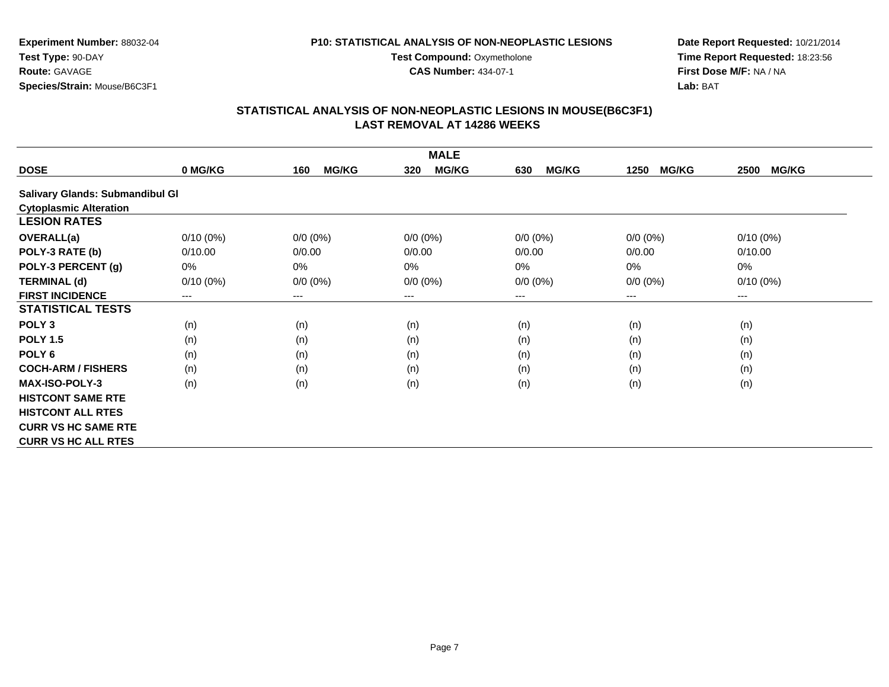**Experiment Number:** 88032-04
**Test Type:** 90-DAY
**Route:** GAVAGE
**Species/Strain:** Mouse/B6C3F1

**P10: STATISTICAL ANALYSIS OF NON-NEOPLASTIC LESIONS**
**Test Compound:** Oxymetholone
**CAS Number:** 434-07-1

**Date Report Requested:** 10/21/2014
**Time Report Requested:** 18:23:56
**First Dose M/F:** NA / NA
**Lab:** BAT

## STATISTICAL ANALYSIS OF NON-NEOPLASTIC LESIONS IN MOUSE(B6C3F1)
## LAST REMOVAL AT 14286 WEEKS

| | MALE | | | | | |
|---|---|---|---|---|---|---|
| **DOSE** | **0 MG/KG** | **160 MG/KG** | **320 MG/KG** | **630 MG/KG** | **1250 MG/KG** | **2500 MG/KG** |
| **Salivary Glands: Submandibul Gl** | | | | | | |
| **Cytoplasmic Alteration** | | | | | | |
| **LESION RATES** | | | | | | |
| **OVERALL(a)** | 0/10 (0%) | 0/0 (0%) | 0/0 (0%) | 0/0 (0%) | 0/0 (0%) | 0/10 (0%) |
| **POLY-3 RATE (b)** | 0/10.00 | 0/0.00 | 0/0.00 | 0/0.00 | 0/0.00 | 0/10.00 |
| **POLY-3 PERCENT (g)** | 0% | 0% | 0% | 0% | 0% | 0% |
| **TERMINAL (d)** | 0/10 (0%) | 0/0 (0%) | 0/0 (0%) | 0/0 (0%) | 0/0 (0%) | 0/10 (0%) |
| **FIRST INCIDENCE** | --- | --- | --- | --- | --- | --- |
| **STATISTICAL TESTS** | | | | | | |
| **POLY 3** | (n) | (n) | (n) | (n) | (n) | (n) |
| **POLY 1.5** | (n) | (n) | (n) | (n) | (n) | (n) |
| **POLY 6** | (n) | (n) | (n) | (n) | (n) | (n) |
| **COCH-ARM / FISHERS** | (n) | (n) | (n) | (n) | (n) | (n) |
| **MAX-ISO-POLY-3** | (n) | (n) | (n) | (n) | (n) | (n) |
| **HISTCONT SAME RTE** | | | | | | |
| **HISTCONT ALL RTES** | | | | | | |
| **CURR VS HC SAME RTE** | | | | | | |
| **CURR VS HC ALL RTES** | | | | | | |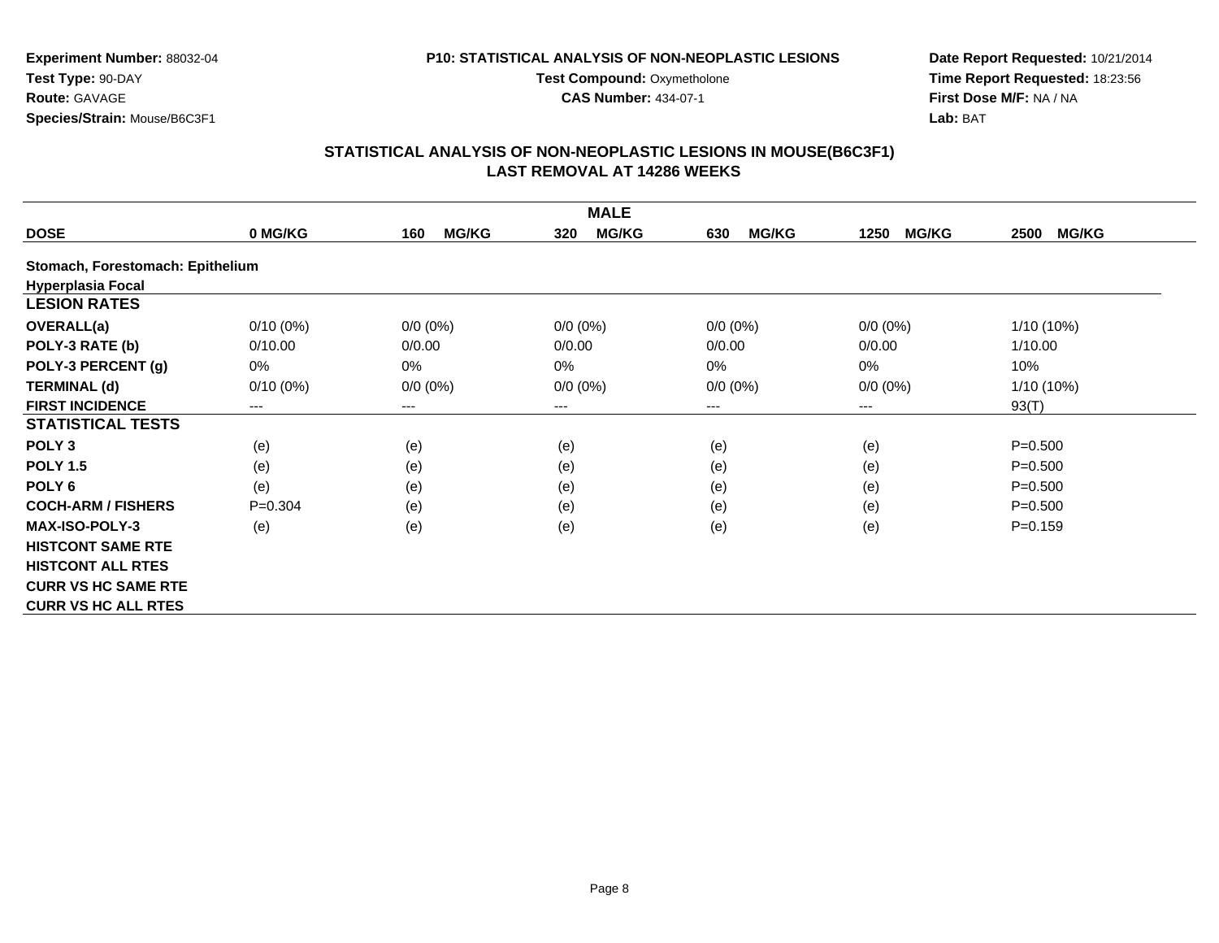**Experiment Number:** 88032-04
**Test Type:** 90-DAY
**Route:** GAVAGE
**Species/Strain:** Mouse/B6C3F1

**P10: STATISTICAL ANALYSIS OF NON-NEOPLASTIC LESIONS**
**Test Compound:** Oxymetholone
**CAS Number:** 434-07-1

**Date Report Requested:** 10/21/2014
**Time Report Requested:** 18:23:56
**First Dose M/F:** NA / NA
**Lab:** BAT

## STATISTICAL ANALYSIS OF NON-NEOPLASTIC LESIONS IN MOUSE(B6C3F1)
## LAST REMOVAL AT 14286 WEEKS

| MALE | | | | | | |
|---|---|---|---|---|---|---|
| **DOSE** | **0 MG/KG** | **160 MG/KG** | **320 MG/KG** | **630 MG/KG** | **1250 MG/KG** | **2500 MG/KG** |
| **Stomach, Forestomach: Epithelium** | | | | | | |
| **Hyperplasia Focal** | | | | | | |
| **LESION RATES** | | | | | | |
| **OVERALL(a)** | 0/10 (0%) | 0/0 (0%) | 0/0 (0%) | 0/0 (0%) | 0/0 (0%) | 1/10 (10%) |
| **POLY-3 RATE (b)** | 0/10.00 | 0/0.00 | 0/0.00 | 0/0.00 | 0/0.00 | 1/10.00 |
| **POLY-3 PERCENT (g)** | 0% | 0% | 0% | 0% | 0% | 10% |
| **TERMINAL (d)** | 0/10 (0%) | 0/0 (0%) | 0/0 (0%) | 0/0 (0%) | 0/0 (0%) | 1/10 (10%) |
| **FIRST INCIDENCE** | --- | --- | --- | --- | --- | 93(T) |
| **STATISTICAL TESTS** | | | | | | |
| **POLY 3** | (e) | (e) | (e) | (e) | (e) | P=0.500 |
| **POLY 1.5** | (e) | (e) | (e) | (e) | (e) | P=0.500 |
| **POLY 6** | (e) | (e) | (e) | (e) | (e) | P=0.500 |
| **COCH-ARM / FISHERS** | P=0.304 | (e) | (e) | (e) | (e) | P=0.500 |
| **MAX-ISO-POLY-3** | (e) | (e) | (e) | (e) | (e) | P=0.159 |
| **HISTCONT SAME RTE** | | | | | | |
| **HISTCONT ALL RTES** | | | | | | |
| **CURR VS HC SAME RTE** | | | | | | |
| **CURR VS HC ALL RTES** | | | | | | |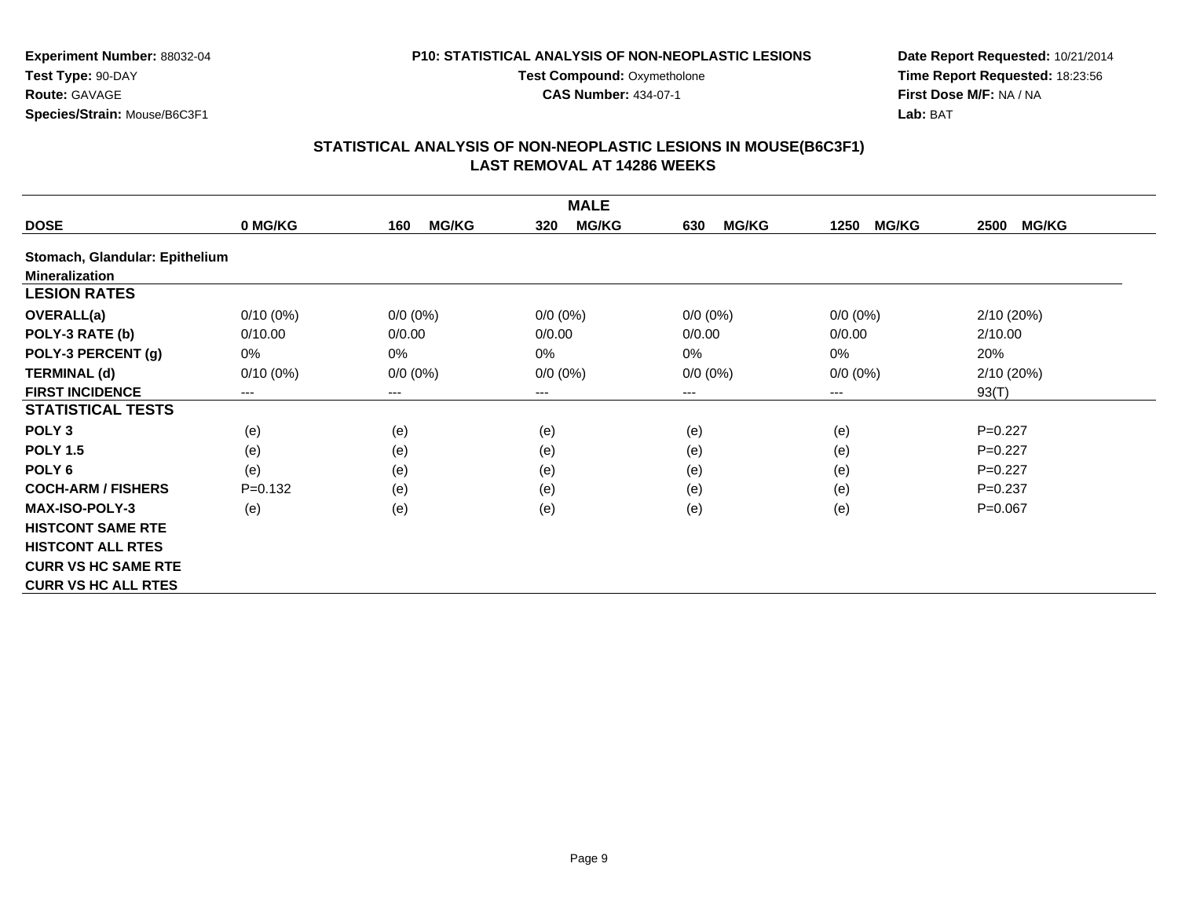**Experiment Number:** 88032-04
**Test Type:** 90-DAY
**Route:** GAVAGE
**Species/Strain:** Mouse/B6C3F1

**P10: STATISTICAL ANALYSIS OF NON-NEOPLASTIC LESIONS**
**Test Compound:** Oxymetholone
**CAS Number:** 434-07-1

**Date Report Requested:** 10/21/2014
**Time Report Requested:** 18:23:56
**First Dose M/F:** NA / NA
**Lab:** BAT

## STATISTICAL ANALYSIS OF NON-NEOPLASTIC LESIONS IN MOUSE(B6C3F1)
## LAST REMOVAL AT 14286 WEEKS

| MALE | | | | | | |
|---|---|---|---|---|---|---|
| **DOSE** | **0 MG/KG** | **160 MG/KG** | **320 MG/KG** | **630 MG/KG** | **1250 MG/KG** | **2500 MG/KG** |
| **Stomach, Glandular: Epithelium Mineralization** | | | | | | |
| **LESION RATES** | | | | | | |
| **OVERALL(a)** | 0/10 (0%) | 0/0 (0%) | 0/0 (0%) | 0/0 (0%) | 0/0 (0%) | 2/10 (20%) |
| **POLY-3 RATE (b)** | 0/10.00 | 0/0.00 | 0/0.00 | 0/0.00 | 0/0.00 | 2/10.00 |
| **POLY-3 PERCENT (g)** | 0% | 0% | 0% | 0% | 0% | 20% |
| **TERMINAL (d)** | 0/10 (0%) | 0/0 (0%) | 0/0 (0%) | 0/0 (0%) | 0/0 (0%) | 2/10 (20%) |
| **FIRST INCIDENCE** | --- | --- | --- | --- | --- | 93(T) |
| **STATISTICAL TESTS** | | | | | | |
| **POLY 3** | (e) | (e) | (e) | (e) | (e) | P=0.227 |
| **POLY 1.5** | (e) | (e) | (e) | (e) | (e) | P=0.227 |
| **POLY 6** | (e) | (e) | (e) | (e) | (e) | P=0.227 |
| **COCH-ARM / FISHERS** | P=0.132 | (e) | (e) | (e) | (e) | P=0.237 |
| **MAX-ISO-POLY-3** | (e) | (e) | (e) | (e) | (e) | P=0.067 |
| **HISTCONT SAME RTE** | | | | | | |
| **HISTCONT ALL RTES** | | | | | | |
| **CURR VS HC SAME RTE** | | | | | | |
| **CURR VS HC ALL RTES** | | | | | | |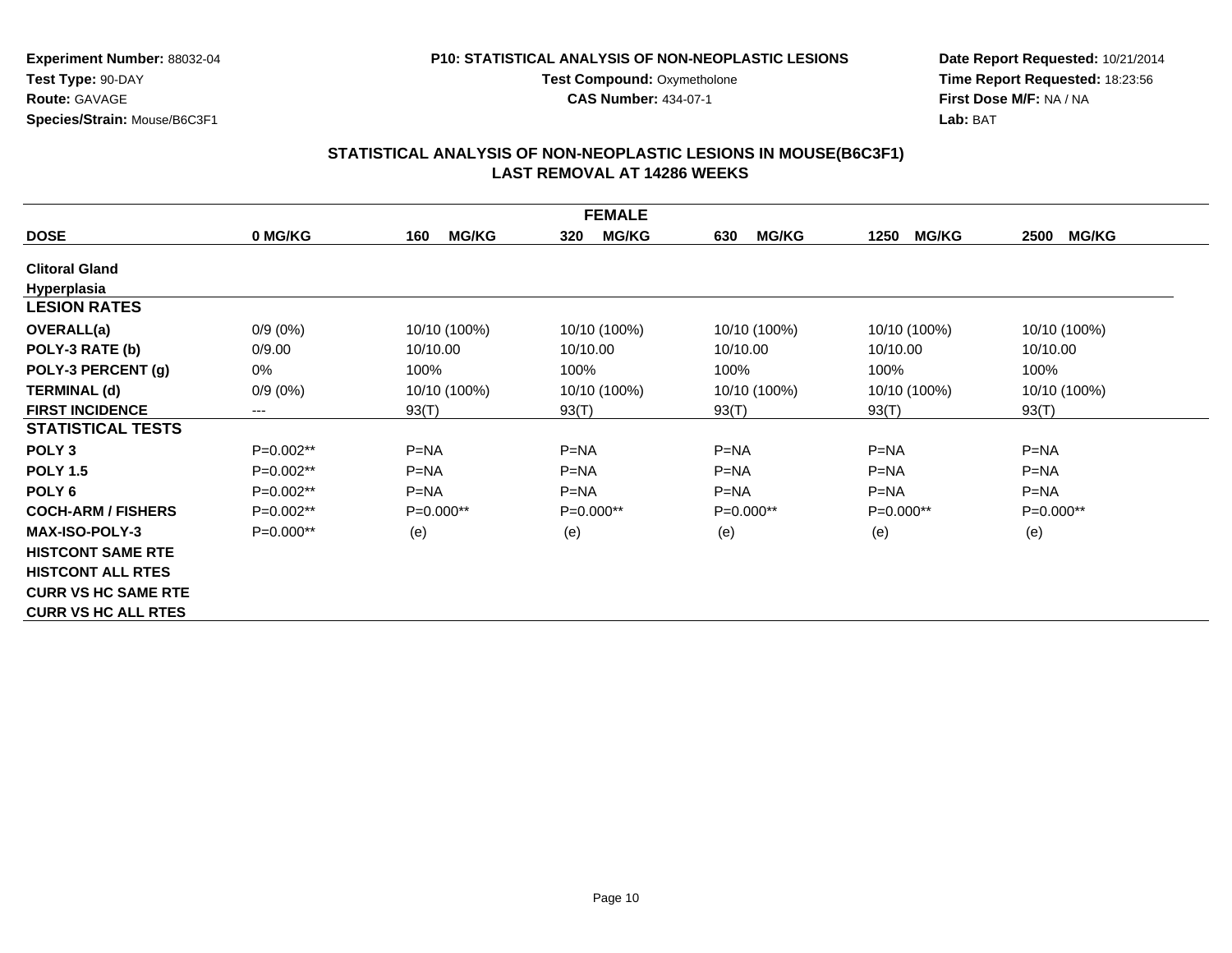**Experiment Number:** 88032-04
**Test Type:** 90-DAY
**Route:** GAVAGE
**Species/Strain:** Mouse/B6C3F1

**P10: STATISTICAL ANALYSIS OF NON-NEOPLASTIC LESIONS**
**Test Compound:** Oxymetholone
**CAS Number:** 434-07-1

**Date Report Requested:** 10/21/2014
**Time Report Requested:** 18:23:56
**First Dose M/F:** NA / NA
**Lab:** BAT

## STATISTICAL ANALYSIS OF NON-NEOPLASTIC LESIONS IN MOUSE(B6C3F1)
## LAST REMOVAL AT 14286 WEEKS

| FEMALE | | | | | | |
|---|---|---|---|---|---|---|
| **DOSE** | **0 MG/KG** | **160 MG/KG** | **320 MG/KG** | **630 MG/KG** | **1250 MG/KG** | **2500 MG/KG** |
| **Clitoral Gland** | | | | | | |
| **Hyperplasia** | | | | | | |
| **LESION RATES** | | | | | | |
| **OVERALL(a)** | 0/9 (0%) | 10/10 (100%) | 10/10 (100%) | 10/10 (100%) | 10/10 (100%) | 10/10 (100%) |
| **POLY-3 RATE (b)** | 0/9.00 | 10/10.00 | 10/10.00 | 10/10.00 | 10/10.00 | 10/10.00 |
| **POLY-3 PERCENT (g)** | 0% | 100% | 100% | 100% | 100% | 100% |
| **TERMINAL (d)** | 0/9 (0%) | 10/10 (100%) | 10/10 (100%) | 10/10 (100%) | 10/10 (100%) | 10/10 (100%) |
| **FIRST INCIDENCE** | --- | 93(T) | 93(T) | 93(T) | 93(T) | 93(T) |
| **STATISTICAL TESTS** | | | | | | |
| **POLY 3** | P=0.002** | P=NA | P=NA | P=NA | P=NA | P=NA |
| **POLY 1.5** | P=0.002** | P=NA | P=NA | P=NA | P=NA | P=NA |
| **POLY 6** | P=0.002** | P=NA | P=NA | P=NA | P=NA | P=NA |
| **COCH-ARM / FISHERS** | P=0.002** | P=0.000** | P=0.000** | P=0.000** | P=0.000** | P=0.000** |
| **MAX-ISO-POLY-3** | P=0.000** | (e) | (e) | (e) | (e) | (e) |
| **HISTCONT SAME RTE** | | | | | | |
| **HISTCONT ALL RTES** | | | | | | |
| **CURR VS HC SAME RTE** | | | | | | |
| **CURR VS HC ALL RTES** | | | | | | |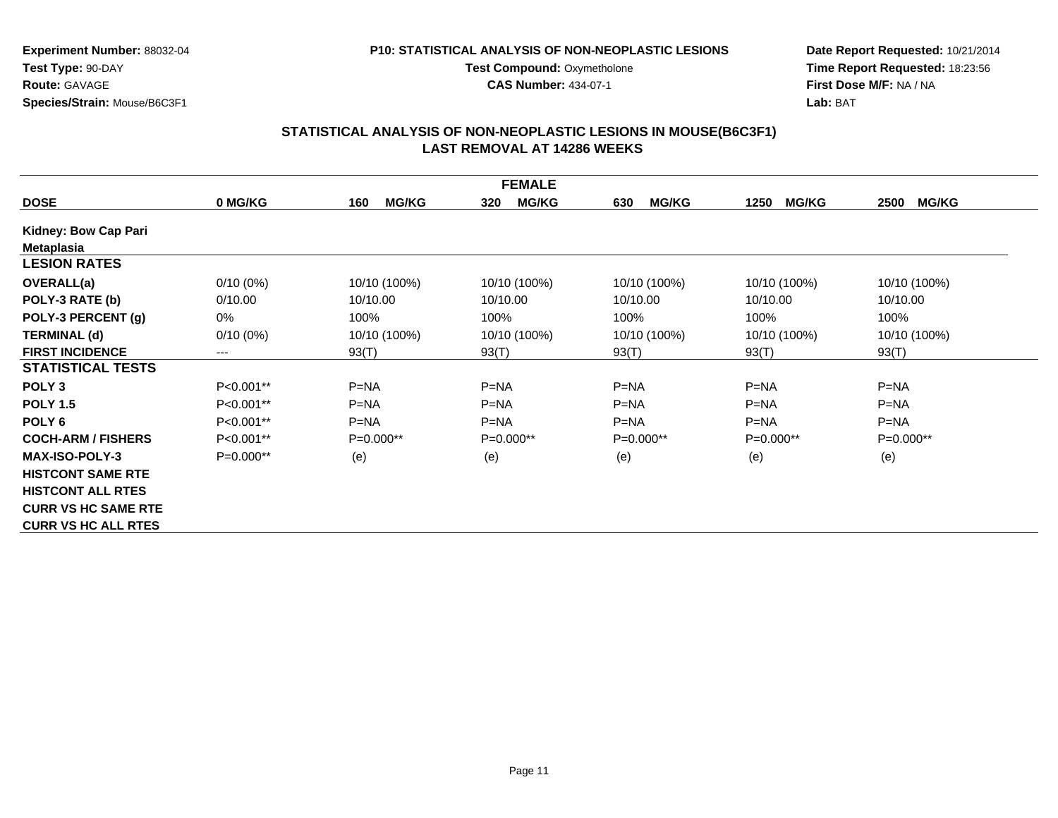**Experiment Number:** 88032-04
**Test Type:** 90-DAY
**Route:** GAVAGE
**Species/Strain:** Mouse/B6C3F1

**P10: STATISTICAL ANALYSIS OF NON-NEOPLASTIC LESIONS**
**Test Compound:** Oxymetholone
**CAS Number:** 434-07-1

**Date Report Requested:** 10/21/2014
**Time Report Requested:** 18:23:56
**First Dose M/F:** NA / NA
**Lab:** BAT

## STATISTICAL ANALYSIS OF NON-NEOPLASTIC LESIONS IN MOUSE(B6C3F1)
## LAST REMOVAL AT 14286 WEEKS

| FEMALE | | | | | | |
|---|---|---|---|---|---|---|
| **DOSE** | **0 MG/KG** | **160 MG/KG** | **320 MG/KG** | **630 MG/KG** | **1250 MG/KG** | **2500 MG/KG** |
| **Kidney: Bow Cap Pari** | | | | | | |
| **Metaplasia** | | | | | | |
| **LESION RATES** | | | | | | |
| **OVERALL(a)** | 0/10 (0%) | 10/10 (100%) | 10/10 (100%) | 10/10 (100%) | 10/10 (100%) | 10/10 (100%) |
| **POLY-3 RATE (b)** | 0/10.00 | 10/10.00 | 10/10.00 | 10/10.00 | 10/10.00 | 10/10.00 |
| **POLY-3 PERCENT (g)** | 0% | 100% | 100% | 100% | 100% | 100% |
| **TERMINAL (d)** | 0/10 (0%) | 10/10 (100%) | 10/10 (100%) | 10/10 (100%) | 10/10 (100%) | 10/10 (100%) |
| **FIRST INCIDENCE** | --- | 93(T) | 93(T) | 93(T) | 93(T) | 93(T) |
| **STATISTICAL TESTS** | | | | | | |
| **POLY 3** | P<0.001** | P=NA | P=NA | P=NA | P=NA | P=NA |
| **POLY 1.5** | P<0.001** | P=NA | P=NA | P=NA | P=NA | P=NA |
| **POLY 6** | P<0.001** | P=NA | P=NA | P=NA | P=NA | P=NA |
| **COCH-ARM / FISHERS** | P<0.001** | P=0.000** | P=0.000** | P=0.000** | P=0.000** | P=0.000** |
| **MAX-ISO-POLY-3** | P=0.000** | (e) | (e) | (e) | (e) | (e) |
| **HISTCONT SAME RTE** | | | | | | |
| **HISTCONT ALL RTES** | | | | | | |
| **CURR VS HC SAME RTE** | | | | | | |
| **CURR VS HC ALL RTES** | | | | | | |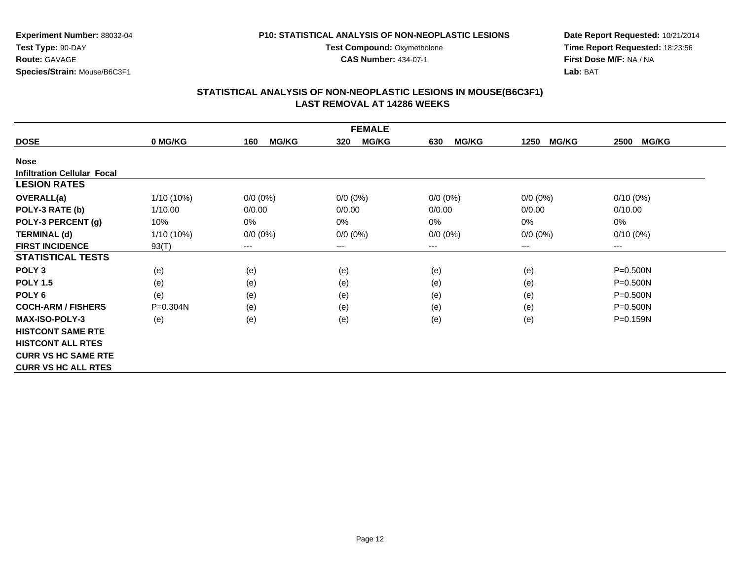**Experiment Number:** 88032-04
**Test Type:** 90-DAY
**Route:** GAVAGE
**Species/Strain:** Mouse/B6C3F1

**P10: STATISTICAL ANALYSIS OF NON-NEOPLASTIC LESIONS**
**Test Compound:** Oxymetholone
**CAS Number:** 434-07-1

**Date Report Requested:** 10/21/2014
**Time Report Requested:** 18:23:56
**First Dose M/F:** NA / NA
**Lab:** BAT

## STATISTICAL ANALYSIS OF NON-NEOPLASTIC LESIONS IN MOUSE(B6C3F1)
## LAST REMOVAL AT 14286 WEEKS

| | FEMALE | | | | | |
|---|---|---|---|---|---|---|
| **DOSE** | **0 MG/KG** | **160 MG/KG** | **320 MG/KG** | **630 MG/KG** | **1250 MG/KG** | **2500 MG/KG** |
| **Nose** | | | | | | |
| **Infiltration Cellular Focal** | | | | | | |
| **LESION RATES** | | | | | | |
| **OVERALL(a)** | 1/10 (10%) | 0/0 (0%) | 0/0 (0%) | 0/0 (0%) | 0/0 (0%) | 0/10 (0%) |
| **POLY-3 RATE (b)** | 1/10.00 | 0/0.00 | 0/0.00 | 0/0.00 | 0/0.00 | 0/10.00 |
| **POLY-3 PERCENT (g)** | 10% | 0% | 0% | 0% | 0% | 0% |
| **TERMINAL (d)** | 1/10 (10%) | 0/0 (0%) | 0/0 (0%) | 0/0 (0%) | 0/0 (0%) | 0/10 (0%) |
| **FIRST INCIDENCE** | 93(T) | --- | --- | --- | --- | --- |
| **STATISTICAL TESTS** | | | | | | |
| **POLY 3** | (e) | (e) | (e) | (e) | (e) | P=0.500N |
| **POLY 1.5** | (e) | (e) | (e) | (e) | (e) | P=0.500N |
| **POLY 6** | (e) | (e) | (e) | (e) | (e) | P=0.500N |
| **COCH-ARM / FISHERS** | P=0.304N | (e) | (e) | (e) | (e) | P=0.500N |
| **MAX-ISO-POLY-3** | (e) | (e) | (e) | (e) | (e) | P=0.159N |
| **HISTCONT SAME RTE** | | | | | | |
| **HISTCONT ALL RTES** | | | | | | |
| **CURR VS HC SAME RTE** | | | | | | |
| **CURR VS HC ALL RTES** | | | | | | |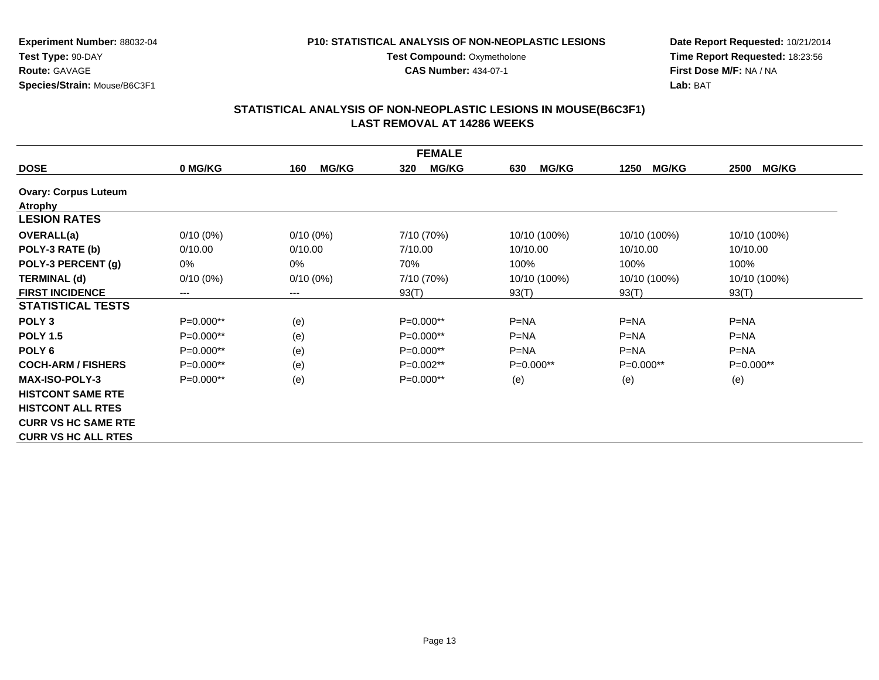**Experiment Number:** 88032-04
**Test Type:** 90-DAY
**Route:** GAVAGE
**Species/Strain:** Mouse/B6C3F1

**P10: STATISTICAL ANALYSIS OF NON-NEOPLASTIC LESIONS**
**Test Compound:** Oxymetholone
**CAS Number:** 434-07-1

**Date Report Requested:** 10/21/2014
**Time Report Requested:** 18:23:56
**First Dose M/F:** NA / NA
**Lab:** BAT

## STATISTICAL ANALYSIS OF NON-NEOPLASTIC LESIONS IN MOUSE(B6C3F1)
## LAST REMOVAL AT 14286 WEEKS

| FEMALE | | | | | | |
|---|---|---|---|---|---|---|
| **DOSE** | **0 MG/KG** | **160 MG/KG** | **320 MG/KG** | **630 MG/KG** | **1250 MG/KG** | **2500 MG/KG** |
| **Ovary: Corpus Luteum Atrophy** | | | | | | |
| **LESION RATES** | | | | | | |
| **OVERALL(a)** | 0/10 (0%) | 0/10 (0%) | 7/10 (70%) | 10/10 (100%) | 10/10 (100%) | 10/10 (100%) |
| **POLY-3 RATE (b)** | 0/10.00 | 0/10.00 | 7/10.00 | 10/10.00 | 10/10.00 | 10/10.00 |
| **POLY-3 PERCENT (g)** | 0% | 0% | 70% | 100% | 100% | 100% |
| **TERMINAL (d)** | 0/10 (0%) | 0/10 (0%) | 7/10 (70%) | 10/10 (100%) | 10/10 (100%) | 10/10 (100%) |
| **FIRST INCIDENCE** | --- | --- | 93(T) | 93(T) | 93(T) | 93(T) |
| **STATISTICAL TESTS** | | | | | | |
| **POLY 3** | P=0.000** | (e) | P=0.000** | P=NA | P=NA | P=NA |
| **POLY 1.5** | P=0.000** | (e) | P=0.000** | P=NA | P=NA | P=NA |
| **POLY 6** | P=0.000** | (e) | P=0.000** | P=NA | P=NA | P=NA |
| **COCH-ARM / FISHERS** | P=0.000** | (e) | P=0.002** | P=0.000** | P=0.000** | P=0.000** |
| **MAX-ISO-POLY-3** | P=0.000** | (e) | P=0.000** | (e) | (e) | (e) |
| **HISTCONT SAME RTE** | | | | | | |
| **HISTCONT ALL RTES** | | | | | | |
| **CURR VS HC SAME RTE** | | | | | | |
| **CURR VS HC ALL RTES** | | | | | | |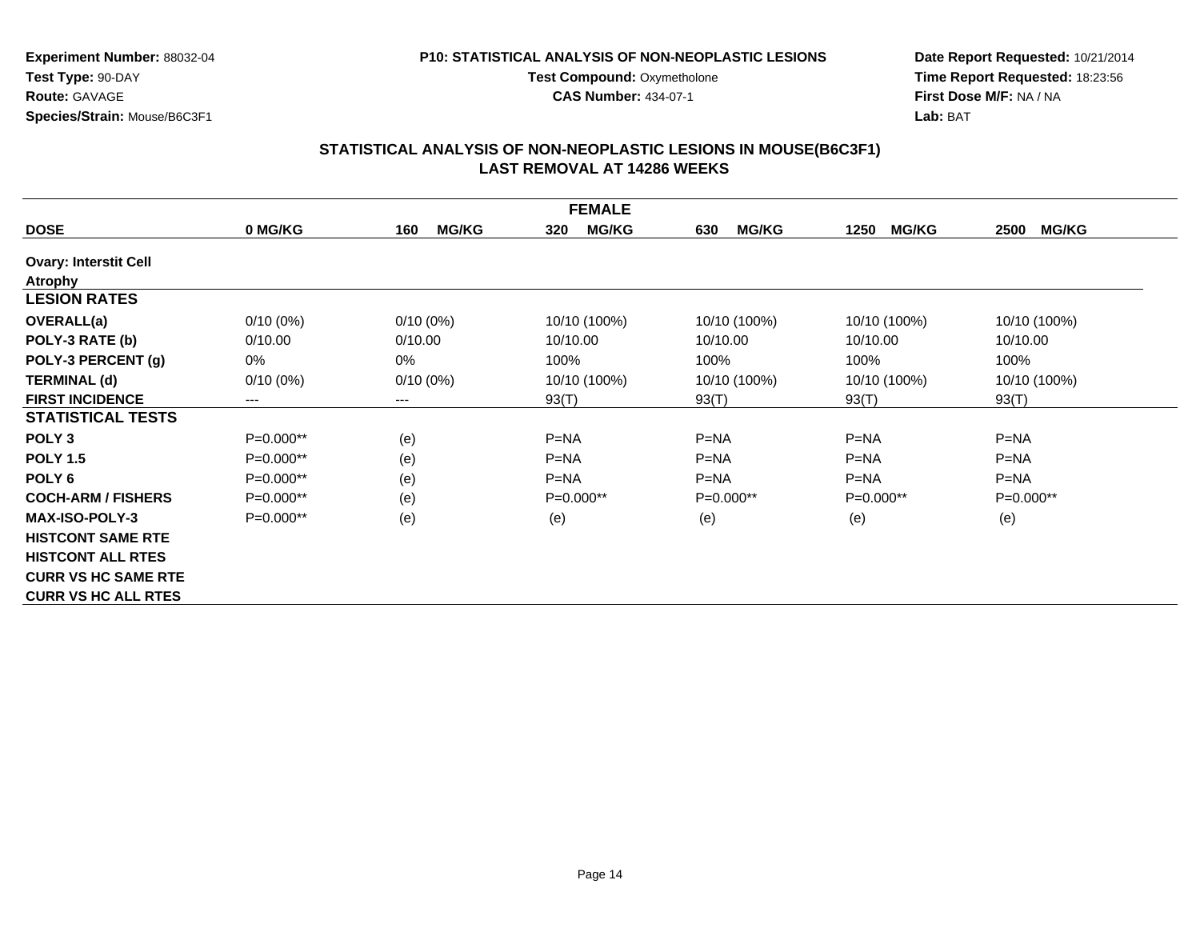**Experiment Number:** 88032-04
**Test Type:** 90-DAY
**Route:** GAVAGE
**Species/Strain:** Mouse/B6C3F1

**P10: STATISTICAL ANALYSIS OF NON-NEOPLASTIC LESIONS**
**Test Compound:** Oxymetholone
**CAS Number:** 434-07-1

**Date Report Requested:** 10/21/2014
**Time Report Requested:** 18:23:56
**First Dose M/F:** NA / NA
**Lab:** BAT

## STATISTICAL ANALYSIS OF NON-NEOPLASTIC LESIONS IN MOUSE(B6C3F1)
## LAST REMOVAL AT 14286 WEEKS

| FEMALE | | | | | | |
|---|---|---|---|---|---|---|
| **DOSE** | **0 MG/KG** | **160 MG/KG** | **320 MG/KG** | **630 MG/KG** | **1250 MG/KG** | **2500 MG/KG** |
| **Ovary: Interstit Cell Atrophy** | | | | | | |
| **LESION RATES** | | | | | | |
| **OVERALL(a)** | 0/10 (0%) | 0/10 (0%) | 10/10 (100%) | 10/10 (100%) | 10/10 (100%) | 10/10 (100%) |
| **POLY-3 RATE (b)** | 0/10.00 | 0/10.00 | 10/10.00 | 10/10.00 | 10/10.00 | 10/10.00 |
| **POLY-3 PERCENT (g)** | 0% | 0% | 100% | 100% | 100% | 100% |
| **TERMINAL (d)** | 0/10 (0%) | 0/10 (0%) | 10/10 (100%) | 10/10 (100%) | 10/10 (100%) | 10/10 (100%) |
| **FIRST INCIDENCE** | --- | --- | 93(T) | 93(T) | 93(T) | 93(T) |
| **STATISTICAL TESTS** | | | | | | |
| **POLY 3** | P=0.000** | (e) | P=NA | P=NA | P=NA | P=NA |
| **POLY 1.5** | P=0.000** | (e) | P=NA | P=NA | P=NA | P=NA |
| **POLY 6** | P=0.000** | (e) | P=NA | P=NA | P=NA | P=NA |
| **COCH-ARM / FISHERS** | P=0.000** | (e) | P=0.000** | P=0.000** | P=0.000** | P=0.000** |
| **MAX-ISO-POLY-3** | P=0.000** | (e) | (e) | (e) | (e) | (e) |
| **HISTCONT SAME RTE** | | | | | | |
| **HISTCONT ALL RTES** | | | | | | |
| **CURR VS HC SAME RTE** | | | | | | |
| **CURR VS HC ALL RTES** | | | | | | |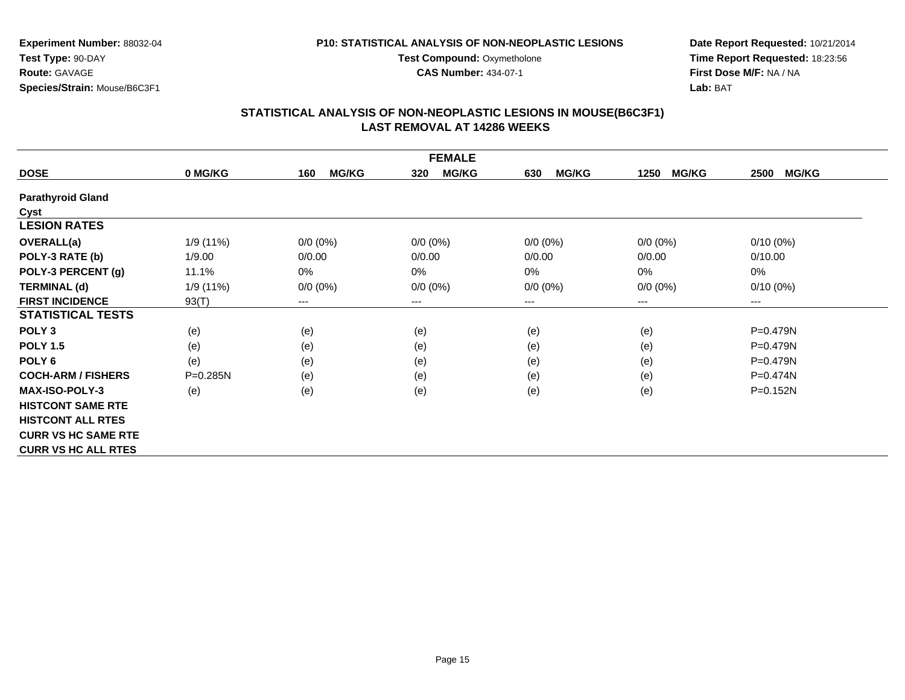**Experiment Number:** 88032-04
**Test Type:** 90-DAY
**Route:** GAVAGE
**Species/Strain:** Mouse/B6C3F1

**P10: STATISTICAL ANALYSIS OF NON-NEOPLASTIC LESIONS**
**Test Compound:** Oxymetholone
**CAS Number:** 434-07-1

**Date Report Requested:** 10/21/2014
**Time Report Requested:** 18:23:56
**First Dose M/F:** NA / NA
**Lab:** BAT

## STATISTICAL ANALYSIS OF NON-NEOPLASTIC LESIONS IN MOUSE(B6C3F1)
## LAST REMOVAL AT 14286 WEEKS

| FEMALE | | | | | | |
|---|---|---|---|---|---|---|
| **DOSE** | **0 MG/KG** | **160 MG/KG** | **320 MG/KG** | **630 MG/KG** | **1250 MG/KG** | **2500 MG/KG** |
| **Parathyroid Gland** | | | | | | |
| **Cyst** | | | | | | |
| **LESION RATES** | | | | | | |
| **OVERALL(a)** | 1/9 (11%) | 0/0 (0%) | 0/0 (0%) | 0/0 (0%) | 0/0 (0%) | 0/10 (0%) |
| **POLY-3 RATE (b)** | 1/9.00 | 0/0.00 | 0/0.00 | 0/0.00 | 0/0.00 | 0/10.00 |
| **POLY-3 PERCENT (g)** | 11.1% | 0% | 0% | 0% | 0% | 0% |
| **TERMINAL (d)** | 1/9 (11%) | 0/0 (0%) | 0/0 (0%) | 0/0 (0%) | 0/0 (0%) | 0/10 (0%) |
| **FIRST INCIDENCE** | 93(T) | --- | --- | --- | --- | --- |
| **STATISTICAL TESTS** | | | | | | |
| **POLY 3** | (e) | (e) | (e) | (e) | (e) | P=0.479N |
| **POLY 1.5** | (e) | (e) | (e) | (e) | (e) | P=0.479N |
| **POLY 6** | (e) | (e) | (e) | (e) | (e) | P=0.479N |
| **COCH-ARM / FISHERS** | P=0.285N | (e) | (e) | (e) | (e) | P=0.474N |
| **MAX-ISO-POLY-3** | (e) | (e) | (e) | (e) | (e) | P=0.152N |
| **HISTCONT SAME RTE** | | | | | | |
| **HISTCONT ALL RTES** | | | | | | |
| **CURR VS HC SAME RTE** | | | | | | |
| **CURR VS HC ALL RTES** | | | | | | |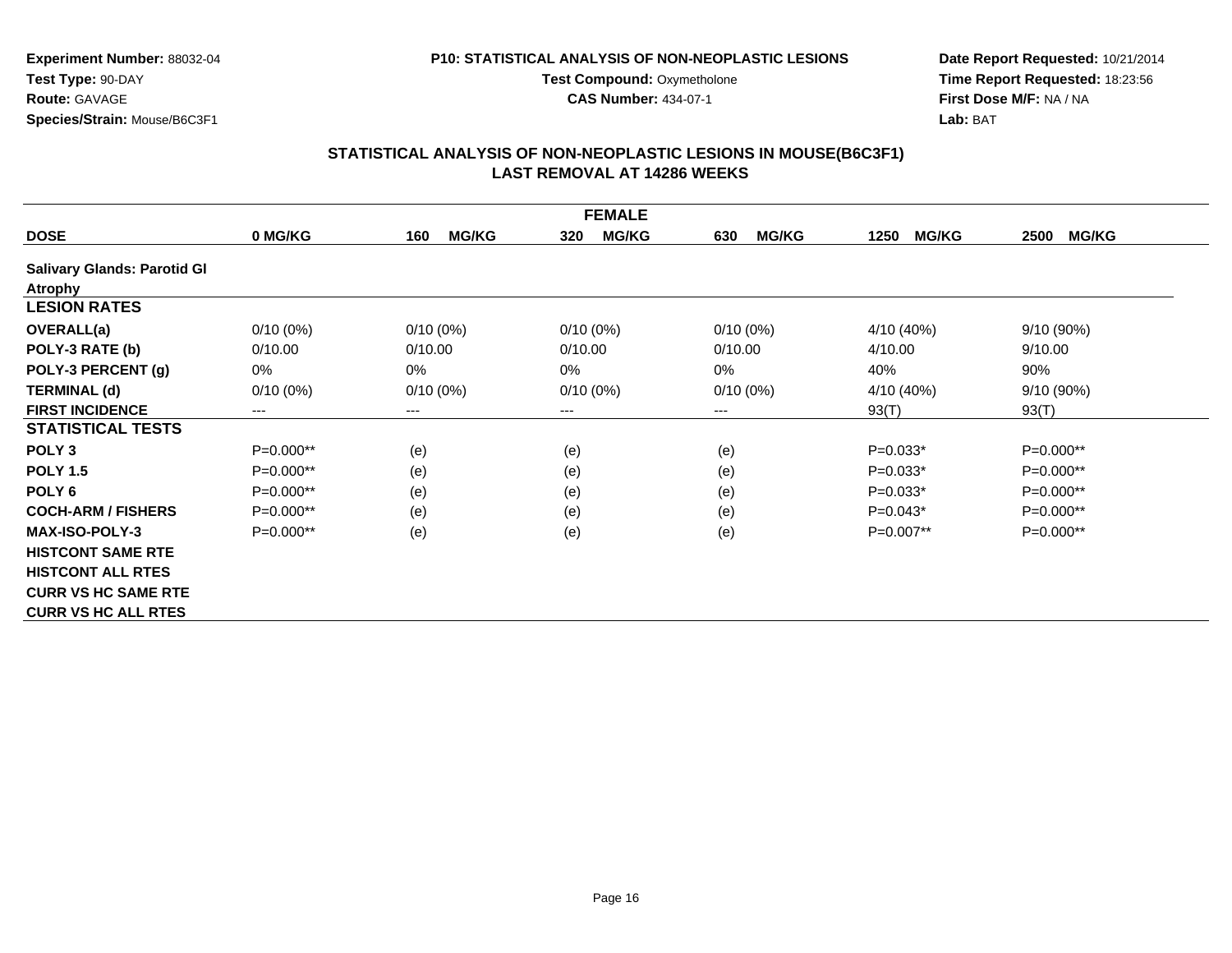**Experiment Number:** 88032-04
**Test Type:** 90-DAY
**Route:** GAVAGE
**Species/Strain:** Mouse/B6C3F1

**P10: STATISTICAL ANALYSIS OF NON-NEOPLASTIC LESIONS**
**Test Compound:** Oxymetholone
**CAS Number:** 434-07-1

**Date Report Requested:** 10/21/2014
**Time Report Requested:** 18:23:56
**First Dose M/F:** NA / NA
**Lab:** BAT

## STATISTICAL ANALYSIS OF NON-NEOPLASTIC LESIONS IN MOUSE(B6C3F1)
## LAST REMOVAL AT 14286 WEEKS

| FEMALE | | | | | | |
|---|---|---|---|---|---|---|
| **DOSE** | **0 MG/KG** | **160 MG/KG** | **320 MG/KG** | **630 MG/KG** | **1250 MG/KG** | **2500 MG/KG** |
| **Salivary Glands: Parotid Gl** | | | | | | |
| **Atrophy** | | | | | | |
| **LESION RATES** | | | | | | |
| **OVERALL(a)** | 0/10 (0%) | 0/10 (0%) | 0/10 (0%) | 0/10 (0%) | 4/10 (40%) | 9/10 (90%) |
| **POLY-3 RATE (b)** | 0/10.00 | 0/10.00 | 0/10.00 | 0/10.00 | 4/10.00 | 9/10.00 |
| **POLY-3 PERCENT (g)** | 0% | 0% | 0% | 0% | 40% | 90% |
| **TERMINAL (d)** | 0/10 (0%) | 0/10 (0%) | 0/10 (0%) | 0/10 (0%) | 4/10 (40%) | 9/10 (90%) |
| **FIRST INCIDENCE** | --- | --- | --- | --- | 93(T) | 93(T) |
| **STATISTICAL TESTS** | | | | | | |
| **POLY 3** | P=0.000** | (e) | (e) | (e) | P=0.033* | P=0.000** |
| **POLY 1.5** | P=0.000** | (e) | (e) | (e) | P=0.033* | P=0.000** |
| **POLY 6** | P=0.000** | (e) | (e) | (e) | P=0.033* | P=0.000** |
| **COCH-ARM / FISHERS** | P=0.000** | (e) | (e) | (e) | P=0.043* | P=0.000** |
| **MAX-ISO-POLY-3** | P=0.000** | (e) | (e) | (e) | P=0.007** | P=0.000** |
| **HISTCONT SAME RTE** | | | | | | |
| **HISTCONT ALL RTES** | | | | | | |
| **CURR VS HC SAME RTE** | | | | | | |
| **CURR VS HC ALL RTES** | | | | | | |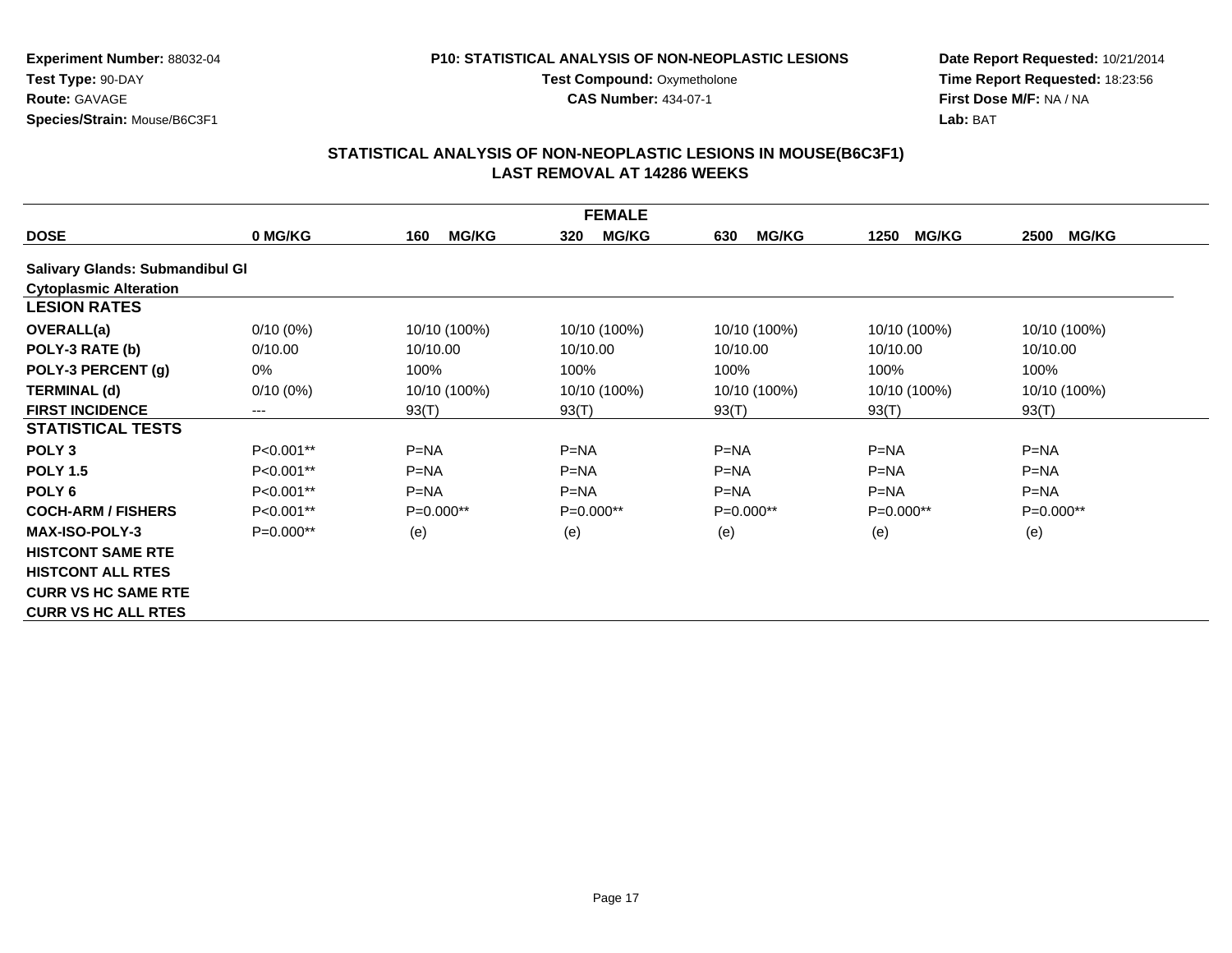**Experiment Number:** 88032-04
**Test Type:** 90-DAY
**Route:** GAVAGE
**Species/Strain:** Mouse/B6C3F1

**P10: STATISTICAL ANALYSIS OF NON-NEOPLASTIC LESIONS**
**Test Compound:** Oxymetholone
**CAS Number:** 434-07-1

**Date Report Requested:** 10/21/2014
**Time Report Requested:** 18:23:56
**First Dose M/F:** NA / NA
**Lab:** BAT

## STATISTICAL ANALYSIS OF NON-NEOPLASTIC LESIONS IN MOUSE(B6C3F1)
## LAST REMOVAL AT 14286 WEEKS

| FEMALE | | | | | | |
|---|---|---|---|---|---|---|
| **DOSE** | **0 MG/KG** | **160 MG/KG** | **320 MG/KG** | **630 MG/KG** | **1250 MG/KG** | **2500 MG/KG** |
| **Salivary Glands: Submandibul Gl** | | | | | | |
| **Cytoplasmic Alteration** | | | | | | |
| **LESION RATES** | | | | | | |
| **OVERALL(a)** | 0/10 (0%) | 10/10 (100%) | 10/10 (100%) | 10/10 (100%) | 10/10 (100%) | 10/10 (100%) |
| **POLY-3 RATE (b)** | 0/10.00 | 10/10.00 | 10/10.00 | 10/10.00 | 10/10.00 | 10/10.00 |
| **POLY-3 PERCENT (g)** | 0% | 100% | 100% | 100% | 100% | 100% |
| **TERMINAL (d)** | 0/10 (0%) | 10/10 (100%) | 10/10 (100%) | 10/10 (100%) | 10/10 (100%) | 10/10 (100%) |
| **FIRST INCIDENCE** | --- | 93(T) | 93(T) | 93(T) | 93(T) | 93(T) |
| **STATISTICAL TESTS** | | | | | | |
| **POLY 3** | P<0.001** | P=NA | P=NA | P=NA | P=NA | P=NA |
| **POLY 1.5** | P<0.001** | P=NA | P=NA | P=NA | P=NA | P=NA |
| **POLY 6** | P<0.001** | P=NA | P=NA | P=NA | P=NA | P=NA |
| **COCH-ARM / FISHERS** | P<0.001** | P=0.000** | P=0.000** | P=0.000** | P=0.000** | P=0.000** |
| **MAX-ISO-POLY-3** | P=0.000** | (e) | (e) | (e) | (e) | (e) |
| **HISTCONT SAME RTE** | | | | | | |
| **HISTCONT ALL RTES** | | | | | | |
| **CURR VS HC SAME RTE** | | | | | | |
| **CURR VS HC ALL RTES** | | | | | | |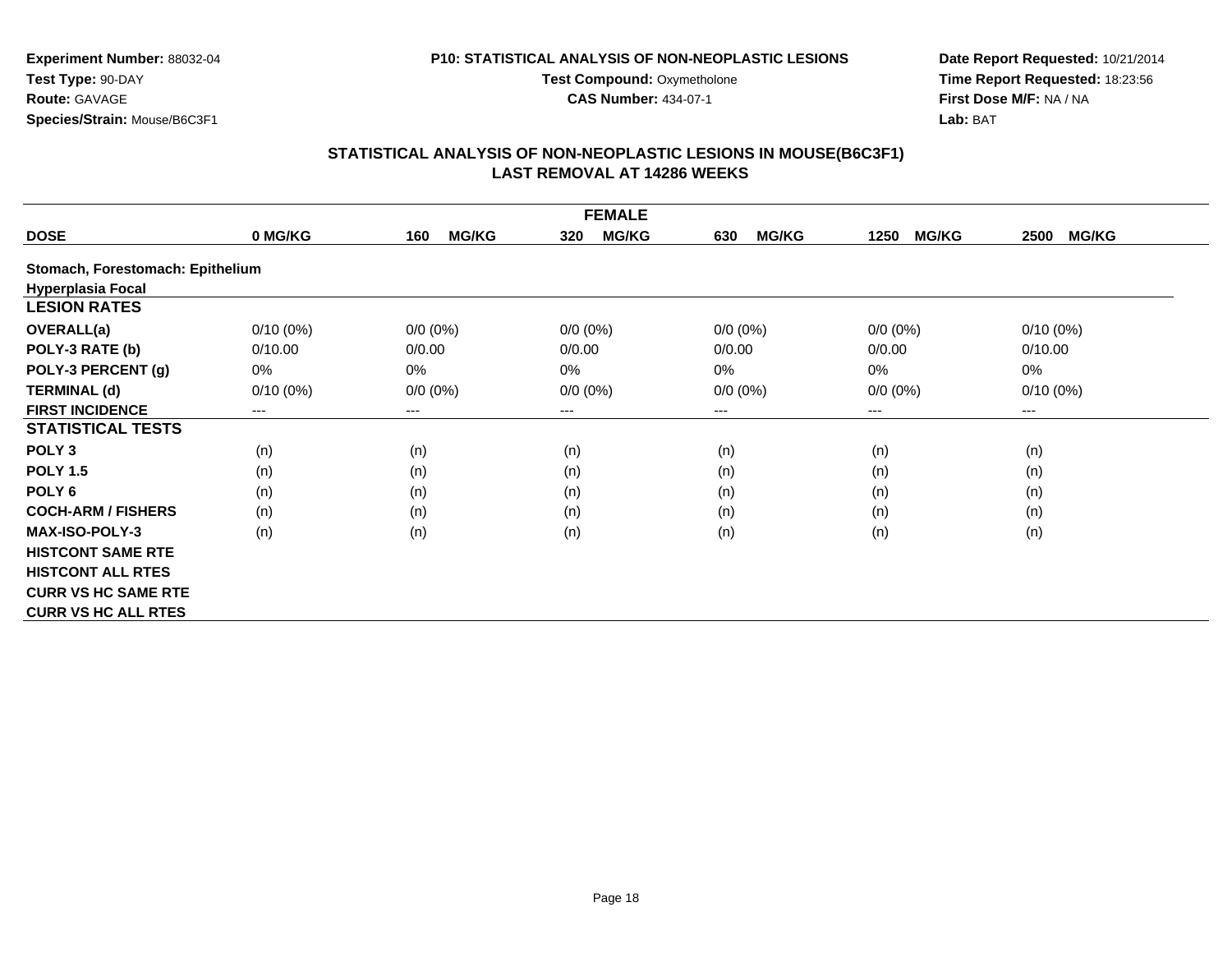**Experiment Number:** 88032-04
**Test Type:** 90-DAY
**Route:** GAVAGE
**Species/Strain:** Mouse/B6C3F1

**P10: STATISTICAL ANALYSIS OF NON-NEOPLASTIC LESIONS**
**Test Compound:** Oxymetholone
**CAS Number:** 434-07-1

**Date Report Requested:** 10/21/2014
**Time Report Requested:** 18:23:56
**First Dose M/F:** NA / NA
**Lab:** BAT

## STATISTICAL ANALYSIS OF NON-NEOPLASTIC LESIONS IN MOUSE(B6C3F1)
## LAST REMOVAL AT 14286 WEEKS

| FEMALE | | | | | | |
|---|---|---|---|---|---|---|
| **DOSE** | **0 MG/KG** | **160 MG/KG** | **320 MG/KG** | **630 MG/KG** | **1250 MG/KG** | **2500 MG/KG** |
| **Stomach, Forestomach: Epithelium** | | | | | | |
| **Hyperplasia Focal** | | | | | | |
| **LESION RATES** | | | | | | |
| **OVERALL(a)** | 0/10 (0%) | 0/0 (0%) | 0/0 (0%) | 0/0 (0%) | 0/0 (0%) | 0/10 (0%) |
| **POLY-3 RATE (b)** | 0/10.00 | 0/0.00 | 0/0.00 | 0/0.00 | 0/0.00 | 0/10.00 |
| **POLY-3 PERCENT (g)** | 0% | 0% | 0% | 0% | 0% | 0% |
| **TERMINAL (d)** | 0/10 (0%) | 0/0 (0%) | 0/0 (0%) | 0/0 (0%) | 0/0 (0%) | 0/10 (0%) |
| **FIRST INCIDENCE** | --- | --- | --- | --- | --- | --- |
| **STATISTICAL TESTS** | | | | | | |
| **POLY 3** | (n) | (n) | (n) | (n) | (n) | (n) |
| **POLY 1.5** | (n) | (n) | (n) | (n) | (n) | (n) |
| **POLY 6** | (n) | (n) | (n) | (n) | (n) | (n) |
| **COCH-ARM / FISHERS** | (n) | (n) | (n) | (n) | (n) | (n) |
| **MAX-ISO-POLY-3** | (n) | (n) | (n) | (n) | (n) | (n) |
| **HISTCONT SAME RTE** | | | | | | |
| **HISTCONT ALL RTES** | | | | | | |
| **CURR VS HC SAME RTE** | | | | | | |
| **CURR VS HC ALL RTES** | | | | | | |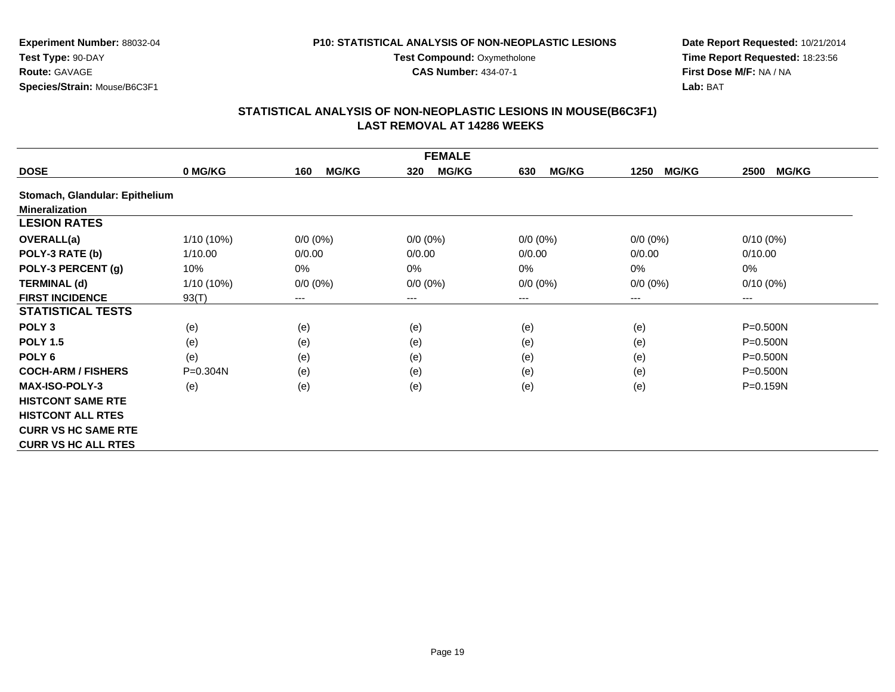**Experiment Number:** 88032-04
**Test Type:** 90-DAY
**Route:** GAVAGE
**Species/Strain:** Mouse/B6C3F1

**P10: STATISTICAL ANALYSIS OF NON-NEOPLASTIC LESIONS**
**Test Compound:** Oxymetholone
**CAS Number:** 434-07-1

**Date Report Requested:** 10/21/2014
**Time Report Requested:** 18:23:56
**First Dose M/F:** NA / NA
**Lab:** BAT

## STATISTICAL ANALYSIS OF NON-NEOPLASTIC LESIONS IN MOUSE(B6C3F1)
## LAST REMOVAL AT 14286 WEEKS

| FEMALE | | | | | | |
|---|---|---|---|---|---|---|
| **DOSE** | **0 MG/KG** | **160 MG/KG** | **320 MG/KG** | **630 MG/KG** | **1250 MG/KG** | **2500 MG/KG** |
| **Stomach, Glandular: Epithelium** | | | | | | |
| **Mineralization** | | | | | | |
| **LESION RATES** | | | | | | |
| **OVERALL(a)** | 1/10 (10%) | 0/0 (0%) | 0/0 (0%) | 0/0 (0%) | 0/0 (0%) | 0/10 (0%) |
| **POLY-3 RATE (b)** | 1/10.00 | 0/0.00 | 0/0.00 | 0/0.00 | 0/0.00 | 0/10.00 |
| **POLY-3 PERCENT (g)** | 10% | 0% | 0% | 0% | 0% | 0% |
| **TERMINAL (d)** | 1/10 (10%) | 0/0 (0%) | 0/0 (0%) | 0/0 (0%) | 0/0 (0%) | 0/10 (0%) |
| **FIRST INCIDENCE** | 93(T) | --- | --- | --- | --- | --- |
| **STATISTICAL TESTS** | | | | | | |
| **POLY 3** | (e) | (e) | (e) | (e) | (e) | P=0.500N |
| **POLY 1.5** | (e) | (e) | (e) | (e) | (e) | P=0.500N |
| **POLY 6** | (e) | (e) | (e) | (e) | (e) | P=0.500N |
| **COCH-ARM / FISHERS** | P=0.304N | (e) | (e) | (e) | (e) | P=0.500N |
| **MAX-ISO-POLY-3** | (e) | (e) | (e) | (e) | (e) | P=0.159N |
| **HISTCONT SAME RTE** | | | | | | |
| **HISTCONT ALL RTES** | | | | | | |
| **CURR VS HC SAME RTE** | | | | | | |
| **CURR VS HC ALL RTES** | | | | | | |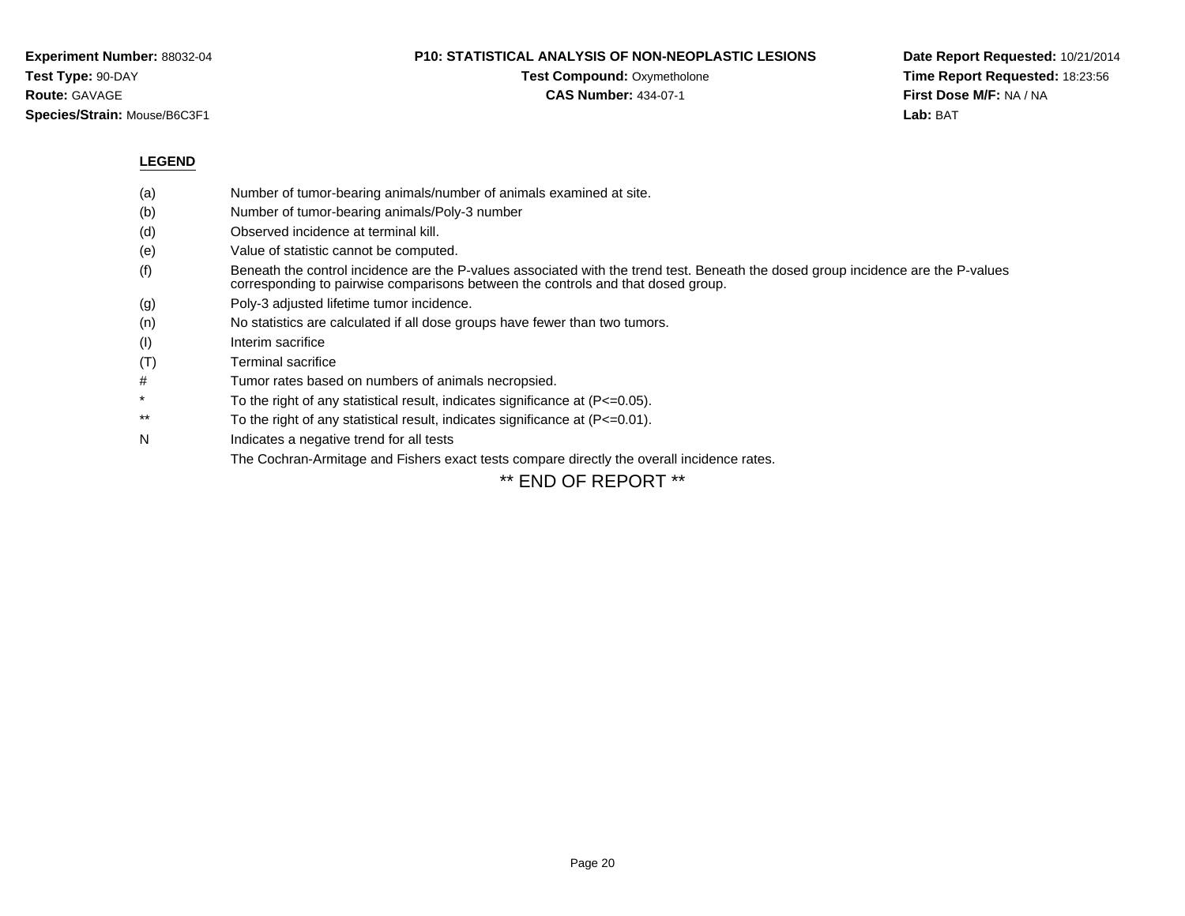**Experiment Number:** 88032-04
**Test Type:** 90-DAY
**Route:** GAVAGE
**Species/Strain:** Mouse/B6C3F1

**P10: STATISTICAL ANALYSIS OF NON-NEOPLASTIC LESIONS**
**Test Compound:** Oxymetholone
**CAS Number:** 434-07-1

**Date Report Requested:** 10/21/2014
**Time Report Requested:** 18:23:56
**First Dose M/F:** NA / NA
**Lab:** BAT

**LEGEND**

| | |
|---|---|
| (a) | Number of tumor-bearing animals/number of animals examined at site. |
| (b) | Number of tumor-bearing animals/Poly-3 number |
| (d) | Observed incidence at terminal kill. |
| (e) | Value of statistic cannot be computed. |
| (f) | Beneath the control incidence are the P-values associated with the trend test. Beneath the dosed group incidence are the P-values corresponding to pairwise comparisons between the controls and that dosed group. |
| (g) | Poly-3 adjusted lifetime tumor incidence. |
| (n) | No statistics are calculated if all dose groups have fewer than two tumors. |
| (I) | Interim sacrifice |
| (T) | Terminal sacrifice |
| # | Tumor rates based on numbers of animals necropsied. |
| * | To the right of any statistical result, indicates significance at (P<=0.05). |
| ** | To the right of any statistical result, indicates significance at (P<=0.01). |
| N | Indicates a negative trend for all tests |
| | The Cochran-Armitage and Fishers exact tests compare directly the overall incidence rates. |

** END OF REPORT **